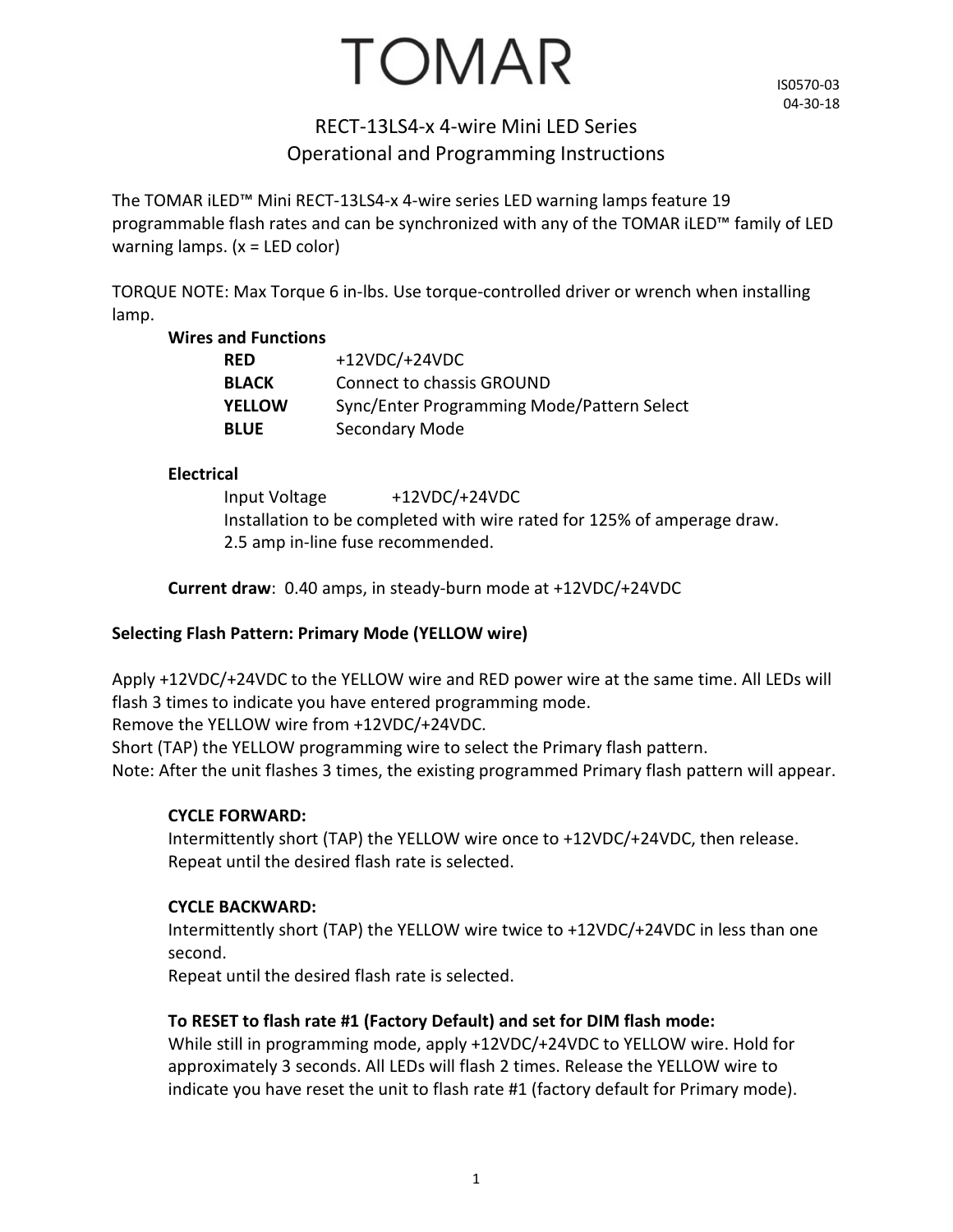# TOMAR

IS0570-03
04-30-18

## RECT-13LS4-x 4-wire Mini LED Series
## Operational and Programming Instructions

The TOMAR iLED™ Mini RECT-13LS4-x 4-wire series LED warning lamps feature 19 programmable flash rates and can be synchronized with any of the TOMAR iLED™ family of LED warning lamps. (x = LED color)

TORQUE NOTE: Max Torque 6 in-lbs. Use torque-controlled driver or wrench when installing lamp.

**Wires and Functions**

| | |
|---|---|
| **RED** | +12VDC/+24VDC |
| **BLACK** | Connect to chassis GROUND |
| **YELLOW** | Sync/Enter Programming Mode/Pattern Select |
| **BLUE** | Secondary Mode |

**Electrical**

Input Voltage +12VDC/+24VDC
Installation to be completed with wire rated for 125% of amperage draw.
2.5 amp in-line fuse recommended.

**Current draw**: 0.40 amps, in steady-burn mode at +12VDC/+24VDC

**Selecting Flash Pattern: Primary Mode (YELLOW wire)**

Apply +12VDC/+24VDC to the YELLOW wire and RED power wire at the same time. All LEDs will flash 3 times to indicate you have entered programming mode.
Remove the YELLOW wire from +12VDC/+24VDC.
Short (TAP) the YELLOW programming wire to select the Primary flash pattern.
Note: After the unit flashes 3 times, the existing programmed Primary flash pattern will appear.

**CYCLE FORWARD:**
Intermittently short (TAP) the YELLOW wire once to +12VDC/+24VDC, then release.
Repeat until the desired flash rate is selected.

**CYCLE BACKWARD:**
Intermittently short (TAP) the YELLOW wire twice to +12VDC/+24VDC in less than one second.
Repeat until the desired flash rate is selected.

**To RESET to flash rate #1 (Factory Default) and set for DIM flash mode:**
While still in programming mode, apply +12VDC/+24VDC to YELLOW wire. Hold for approximately 3 seconds. All LEDs will flash 2 times. Release the YELLOW wire to indicate you have reset the unit to flash rate #1 (factory default for Primary mode).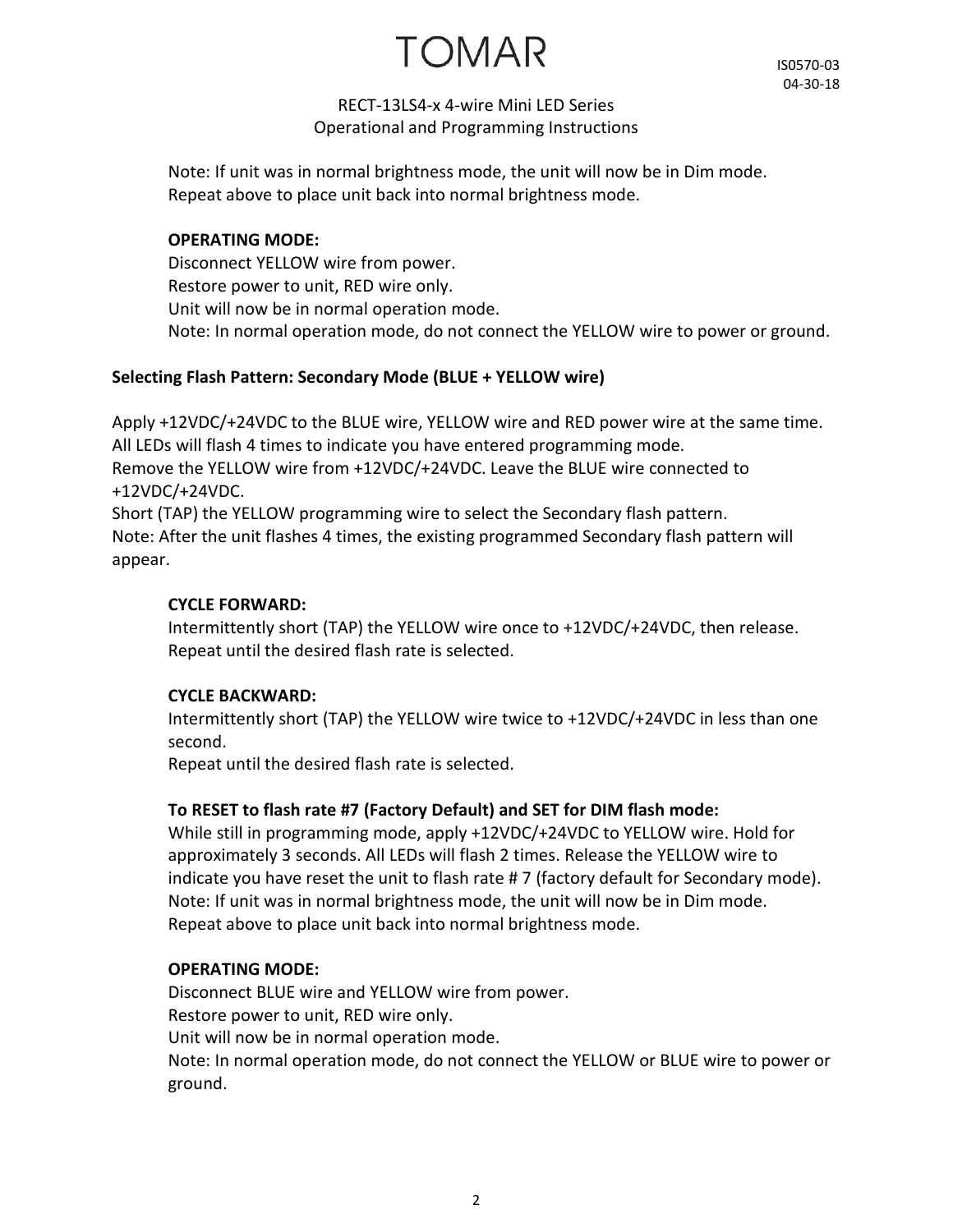Note: If unit was in normal brightness mode, the unit will now be in Dim mode.
Repeat above to place unit back into normal brightness mode.

**OPERATING MODE:**
Disconnect YELLOW wire from power.
Restore power to unit, RED wire only.
Unit will now be in normal operation mode.
Note: In normal operation mode, do not connect the YELLOW wire to power or ground.

**Selecting Flash Pattern: Secondary Mode (BLUE + YELLOW wire)**

Apply +12VDC/+24VDC to the BLUE wire, YELLOW wire and RED power wire at the same time.
All LEDs will flash 4 times to indicate you have entered programming mode.
Remove the YELLOW wire from +12VDC/+24VDC. Leave the BLUE wire connected to +12VDC/+24VDC.
Short (TAP) the YELLOW programming wire to select the Secondary flash pattern.
Note: After the unit flashes 4 times, the existing programmed Secondary flash pattern will appear.

**CYCLE FORWARD:**
Intermittently short (TAP) the YELLOW wire once to +12VDC/+24VDC, then release.
Repeat until the desired flash rate is selected.

**CYCLE BACKWARD:**
Intermittently short (TAP) the YELLOW wire twice to +12VDC/+24VDC in less than one second.
Repeat until the desired flash rate is selected.

**To RESET to flash rate #7 (Factory Default) and SET for DIM flash mode:**
While still in programming mode, apply +12VDC/+24VDC to YELLOW wire. Hold for approximately 3 seconds. All LEDs will flash 2 times. Release the YELLOW wire to indicate you have reset the unit to flash rate # 7 (factory default for Secondary mode).
Note: If unit was in normal brightness mode, the unit will now be in Dim mode.
Repeat above to place unit back into normal brightness mode.

**OPERATING MODE:**
Disconnect BLUE wire and YELLOW wire from power.
Restore power to unit, RED wire only.
Unit will now be in normal operation mode.
Note: In normal operation mode, do not connect the YELLOW or BLUE wire to power or ground.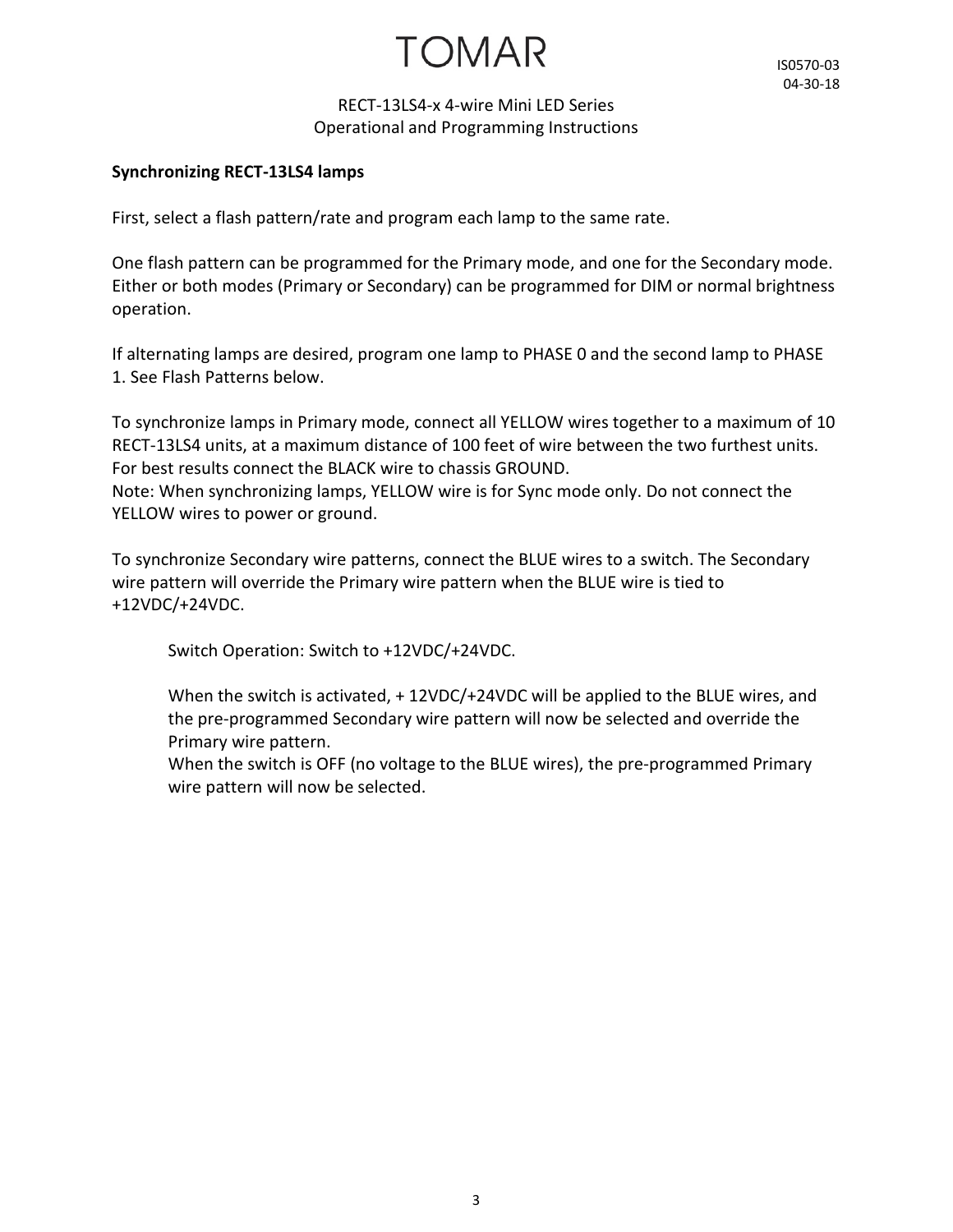**Synchronizing RECT-13LS4 lamps**

First, select a flash pattern/rate and program each lamp to the same rate.

One flash pattern can be programmed for the Primary mode, and one for the Secondary mode. Either or both modes (Primary or Secondary) can be programmed for DIM or normal brightness operation.

If alternating lamps are desired, program one lamp to PHASE 0 and the second lamp to PHASE 1. See Flash Patterns below.

To synchronize lamps in Primary mode, connect all YELLOW wires together to a maximum of 10 RECT-13LS4 units, at a maximum distance of 100 feet of wire between the two furthest units. For best results connect the BLACK wire to chassis GROUND.
Note: When synchronizing lamps, YELLOW wire is for Sync mode only. Do not connect the YELLOW wires to power or ground.

To synchronize Secondary wire patterns, connect the BLUE wires to a switch. The Secondary wire pattern will override the Primary wire pattern when the BLUE wire is tied to +12VDC/+24VDC.

> Switch Operation: Switch to +12VDC/+24VDC.
>
> When the switch is activated, + 12VDC/+24VDC will be applied to the BLUE wires, and the pre-programmed Secondary wire pattern will now be selected and override the Primary wire pattern.
> When the switch is OFF (no voltage to the BLUE wires), the pre-programmed Primary wire pattern will now be selected.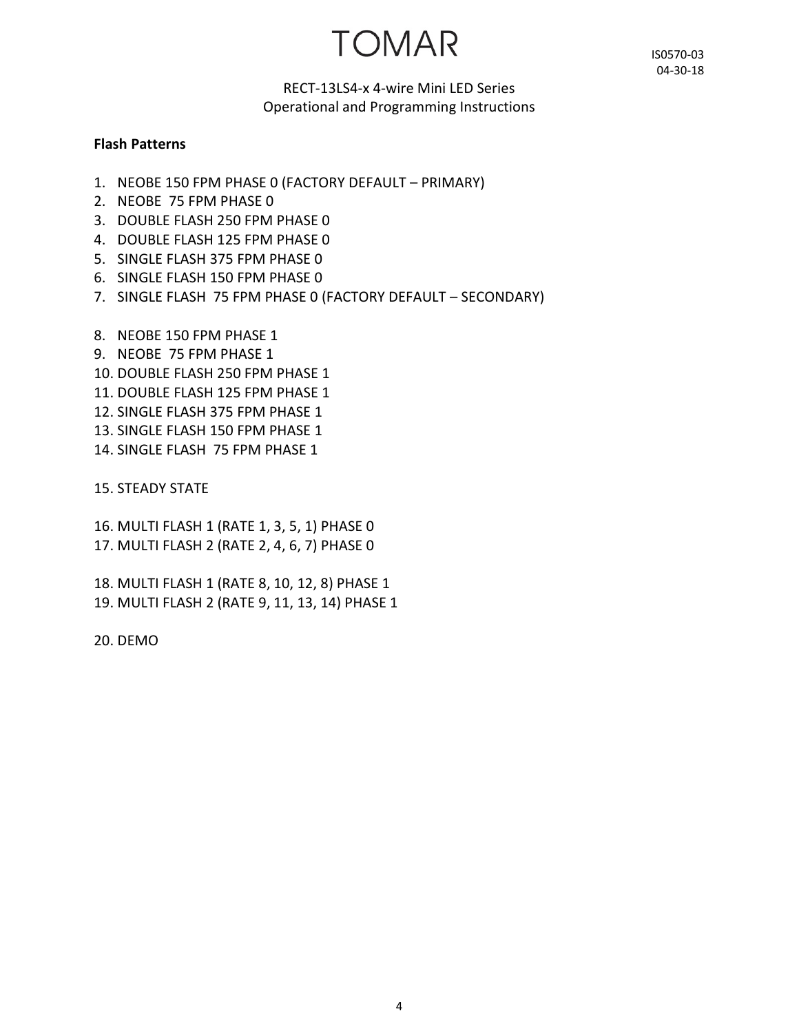**Flash Patterns**

1. NEOBE 150 FPM PHASE 0 (FACTORY DEFAULT – PRIMARY)
2. NEOBE 75 FPM PHASE 0
3. DOUBLE FLASH 250 FPM PHASE 0
4. DOUBLE FLASH 125 FPM PHASE 0
5. SINGLE FLASH 375 FPM PHASE 0
6. SINGLE FLASH 150 FPM PHASE 0
7. SINGLE FLASH 75 FPM PHASE 0 (FACTORY DEFAULT – SECONDARY)

8. NEOBE 150 FPM PHASE 1
9. NEOBE 75 FPM PHASE 1
10. DOUBLE FLASH 250 FPM PHASE 1
11. DOUBLE FLASH 125 FPM PHASE 1
12. SINGLE FLASH 375 FPM PHASE 1
13. SINGLE FLASH 150 FPM PHASE 1
14. SINGLE FLASH 75 FPM PHASE 1

15. STEADY STATE

16. MULTI FLASH 1 (RATE 1, 3, 5, 1) PHASE 0
17. MULTI FLASH 2 (RATE 2, 4, 6, 7) PHASE 0

18. MULTI FLASH 1 (RATE 8, 10, 12, 8) PHASE 1
19. MULTI FLASH 2 (RATE 9, 11, 13, 14) PHASE 1

20. DEMO